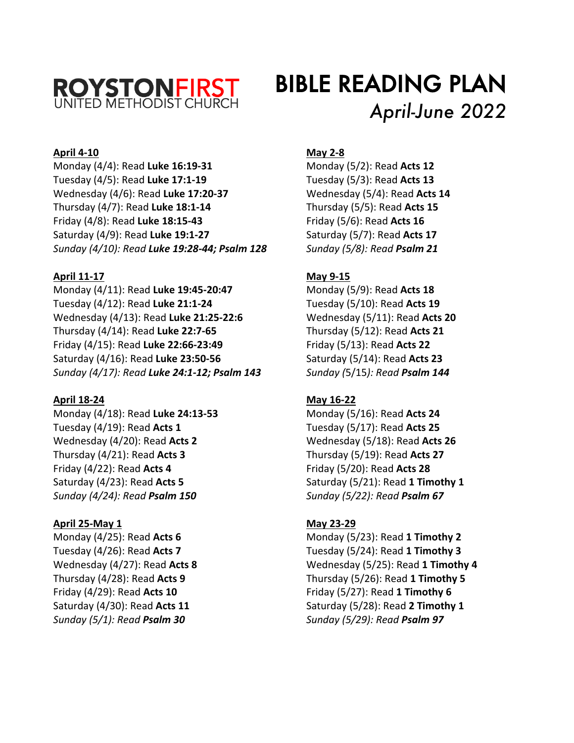**ROYSTONFIRST**
UNITED METHODIST CHURCH

# BIBLE READING PLAN

*April-June 2022*

**April 4-10**

Monday (4/4): Read **Luke 16:19-31**
Tuesday (4/5): Read **Luke 17:1-19**
Wednesday (4/6): Read **Luke 17:20-37**
Thursday (4/7): Read **Luke 18:1-14**
Friday (4/8): Read **Luke 18:15-43**
Saturday (4/9): Read **Luke 19:1-27**
*Sunday (4/10): Read **Luke 19:28-44; Psalm 128***

**April 11-17**

Monday (4/11): Read **Luke 19:45-20:47**
Tuesday (4/12): Read **Luke 21:1-24**
Wednesday (4/13): Read **Luke 21:25-22:6**
Thursday (4/14): Read **Luke 22:7-65**
Friday (4/15): Read **Luke 22:66-23:49**
Saturday (4/16): Read **Luke 23:50-56**
*Sunday (4/17): Read **Luke 24:1-12; Psalm 143***

**April 18-24**

Monday (4/18): Read **Luke 24:13-53**
Tuesday (4/19): Read **Acts 1**
Wednesday (4/20): Read **Acts 2**
Thursday (4/21): Read **Acts 3**
Friday (4/22): Read **Acts 4**
Saturday (4/23): Read **Acts 5**
*Sunday (4/24): Read **Psalm 150***

**April 25-May 1**

Monday (4/25): Read **Acts 6**
Tuesday (4/26): Read **Acts 7**
Wednesday (4/27): Read **Acts 8**
Thursday (4/28): Read **Acts 9**
Friday (4/29): Read **Acts 10**
Saturday (4/30): Read **Acts 11**
*Sunday (5/1): Read **Psalm 30***

**May 2-8**

Monday (5/2): Read **Acts 12**
Tuesday (5/3): Read **Acts 13**
Wednesday (5/4): Read **Acts 14**
Thursday (5/5): Read **Acts 15**
Friday (5/6): Read **Acts 16**
Saturday (5/7): Read **Acts 17**
*Sunday (5/8): Read **Psalm 21***

**May 9-15**

Monday (5/9): Read **Acts 18**
Tuesday (5/10): Read **Acts 19**
Wednesday (5/11): Read **Acts 20**
Thursday (5/12): Read **Acts 21**
Friday (5/13): Read **Acts 22**
Saturday (5/14): Read **Acts 23**
*Sunday (5/15): Read **Psalm 144***

**May 16-22**

Monday (5/16): Read **Acts 24**
Tuesday (5/17): Read **Acts 25**
Wednesday (5/18): Read **Acts 26**
Thursday (5/19): Read **Acts 27**
Friday (5/20): Read **Acts 28**
Saturday (5/21): Read **1 Timothy 1**
*Sunday (5/22): Read **Psalm 67***

**May 23-29**

Monday (5/23): Read **1 Timothy 2**
Tuesday (5/24): Read **1 Timothy 3**
Wednesday (5/25): Read **1 Timothy 4**
Thursday (5/26): Read **1 Timothy 5**
Friday (5/27): Read **1 Timothy 6**
Saturday (5/28): Read **2 Timothy 1**
*Sunday (5/29): Read **Psalm 97***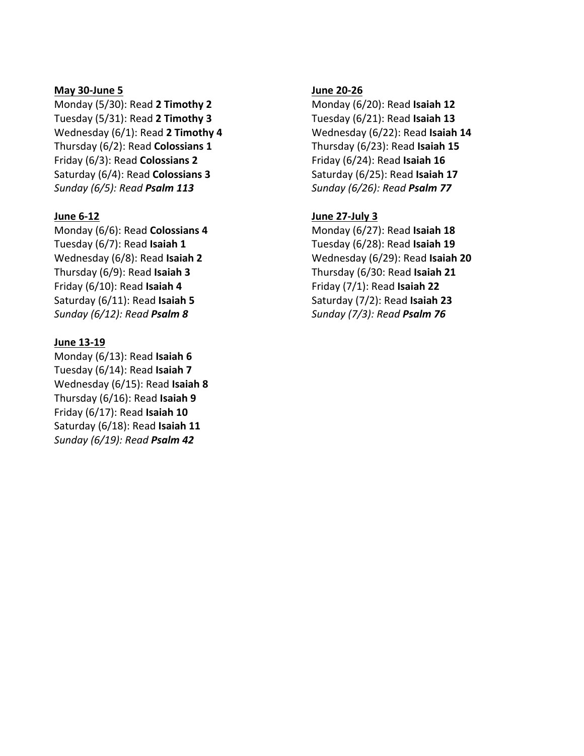<u>**May 30-June 5**</u>

Monday (5/30): Read **2 Timothy 2**
Tuesday (5/31): Read **2 Timothy 3**
Wednesday (6/1): Read **2 Timothy 4**
Thursday (6/2): Read **Colossians 1**
Friday (6/3): Read **Colossians 2**
Saturday (6/4): Read **Colossians 3**
*Sunday (6/5): Read **Psalm 113***

<u>**June 6-12**</u>

Monday (6/6): Read **Colossians 4**
Tuesday (6/7): Read **Isaiah 1**
Wednesday (6/8): Read **Isaiah 2**
Thursday (6/9): Read **Isaiah 3**
Friday (6/10): Read **Isaiah 4**
Saturday (6/11): Read **Isaiah 5**
*Sunday (6/12): Read **Psalm 8***

<u>**June 13-19**</u>

Monday (6/13): Read **Isaiah 6**
Tuesday (6/14): Read **Isaiah 7**
Wednesday (6/15): Read **Isaiah 8**
Thursday (6/16): Read **Isaiah 9**
Friday (6/17): Read **Isaiah 10**
Saturday (6/18): Read **Isaiah 11**
*Sunday (6/19): Read **Psalm 42***

<u>**June 20-26**</u>

Monday (6/20): Read **Isaiah 12**
Tuesday (6/21): Read **Isaiah 13**
Wednesday (6/22): Read **Isaiah 14**
Thursday (6/23): Read **Isaiah 15**
Friday (6/24): Read **Isaiah 16**
Saturday (6/25): Read **Isaiah 17**
*Sunday (6/26): Read **Psalm 77***

<u>**June 27-July 3**</u>

Monday (6/27): Read **Isaiah 18**
Tuesday (6/28): Read **Isaiah 19**
Wednesday (6/29): Read **Isaiah 20**
Thursday (6/30: Read **Isaiah 21**
Friday (7/1): Read **Isaiah 22**
Saturday (7/2): Read **Isaiah 23**
*Sunday (7/3): Read **Psalm 76***